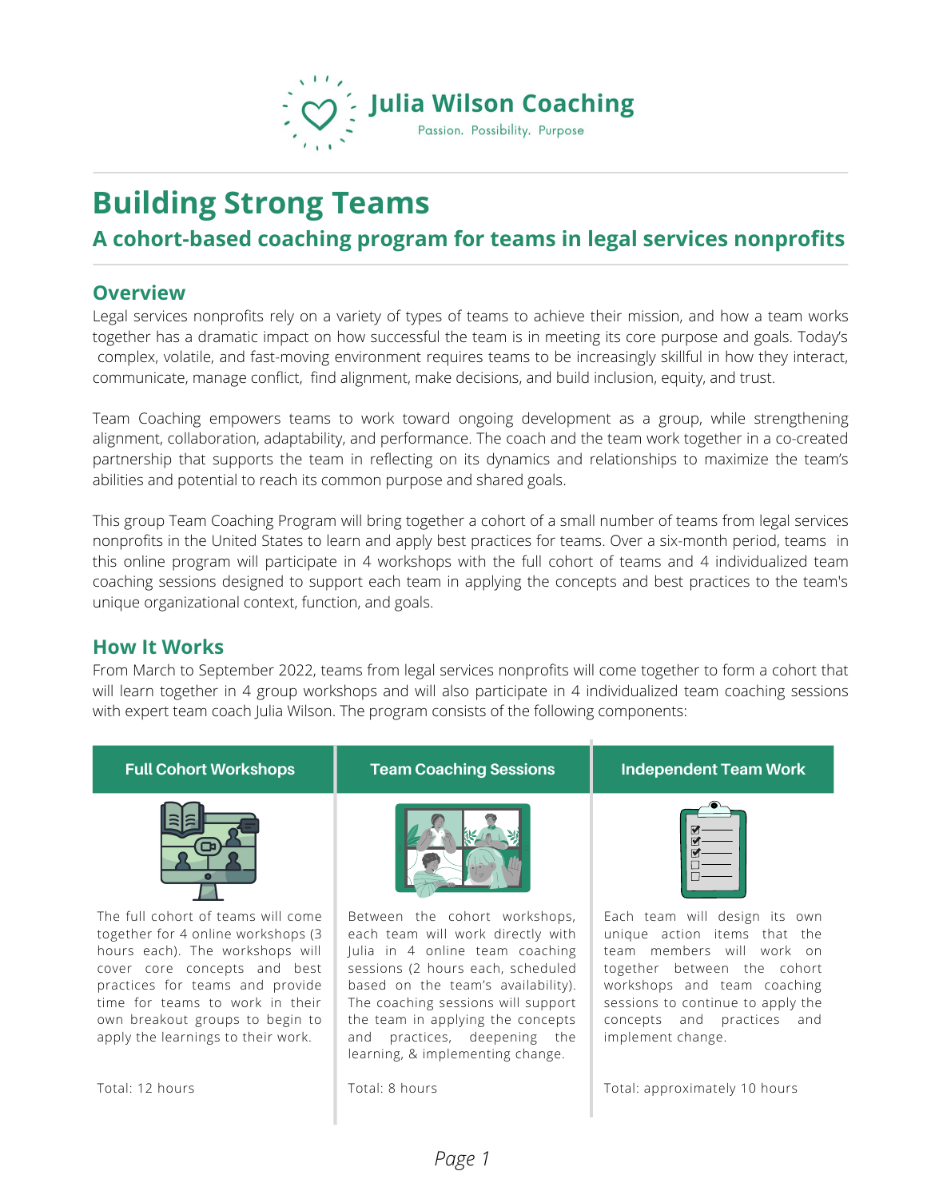# Julia Wilson Coaching

Passion. Possibility. Purpose

# Building Strong Teams

## A cohort-based coaching program for teams in legal services nonprofits

## Overview

Legal services nonprofits rely on a variety of types of teams to achieve their mission, and how a team works together has a dramatic impact on how successful the team is in meeting its core purpose and goals. Today's complex, volatile, and fast-moving environment requires teams to be increasingly skillful in how they interact, communicate, manage conflict, find alignment, make decisions, and build inclusion, equity, and trust.

Team Coaching empowers teams to work toward ongoing development as a group, while strengthening alignment, collaboration, adaptability, and performance. The coach and the team work together in a co-created partnership that supports the team in reflecting on its dynamics and relationships to maximize the team's abilities and potential to reach its common purpose and shared goals.

This group Team Coaching Program will bring together a cohort of a small number of teams from legal services nonprofits in the United States to learn and apply best practices for teams. Over a six-month period, teams in this online program will participate in 4 workshops with the full cohort of teams and 4 individualized team coaching sessions designed to support each team in applying the concepts and best practices to the team's unique organizational context, function, and goals.

## How It Works

From March to September 2022, teams from legal services nonprofits will come together to form a cohort that will learn together in 4 group workshops and will also participate in 4 individualized team coaching sessions with expert team coach Julia Wilson. The program consists of the following components:

| Full Cohort Workshops | Team Coaching Sessions | Independent Team Work |
|---|---|---|
| The full cohort of teams will come together for 4 online workshops (3 hours each). The workshops will cover core concepts and best practices for teams and provide time for teams to work in their own breakout groups to begin to apply the learnings to their work. | Between the cohort workshops, each team will work directly with Julia in 4 online team coaching sessions (2 hours each, scheduled based on the team's availability). The coaching sessions will support the team in applying the concepts and practices, deepening the learning, & implementing change. | Each team will design its own unique action items that the team members will work on together between the cohort workshops and team coaching sessions to continue to apply the concepts and practices and implement change. |
| Total: 12 hours | Total: 8 hours | Total: approximately 10 hours |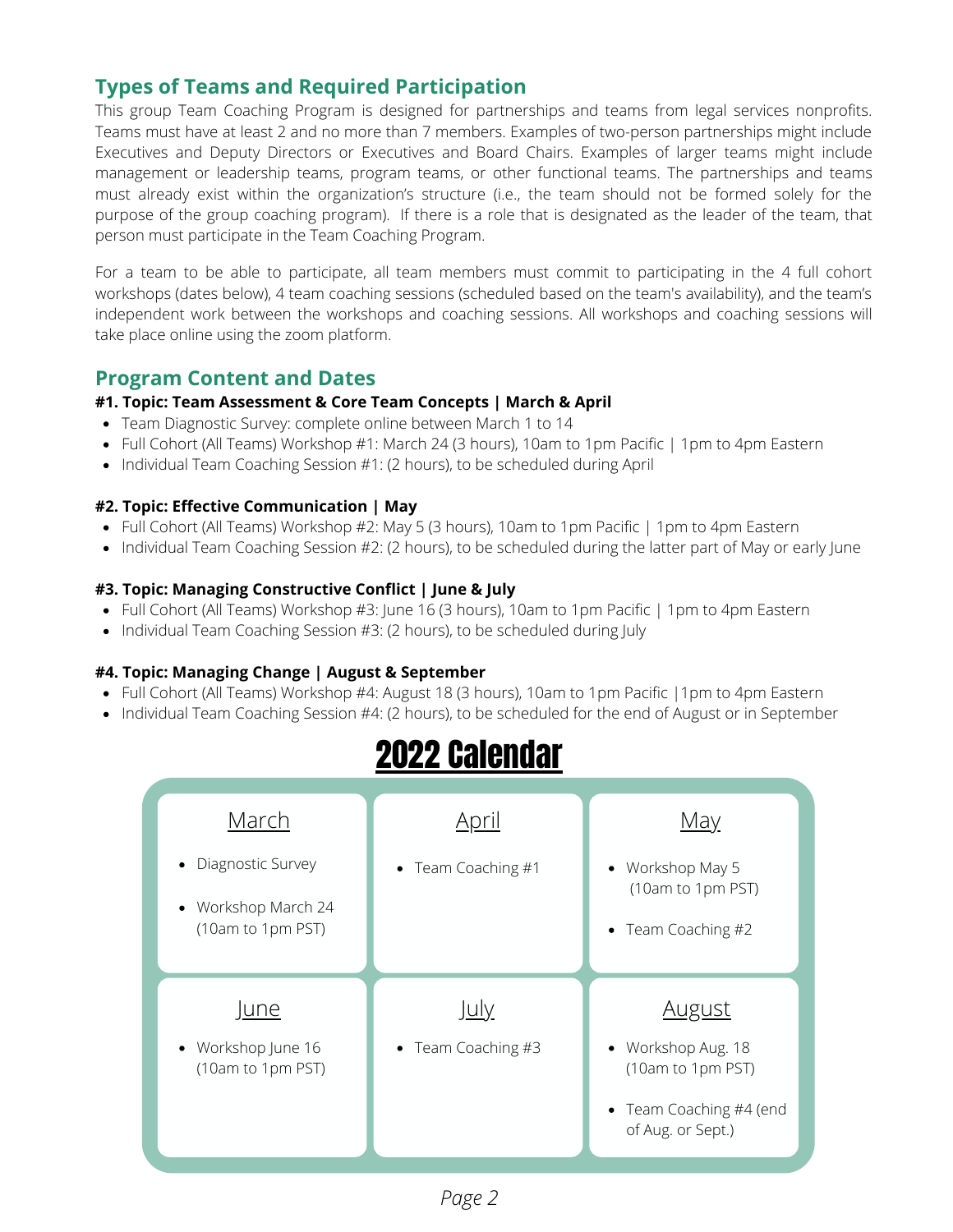## Types of Teams and Required Participation

This group Team Coaching Program is designed for partnerships and teams from legal services nonprofits. Teams must have at least 2 and no more than 7 members. Examples of two-person partnerships might include Executives and Deputy Directors or Executives and Board Chairs. Examples of larger teams might include management or leadership teams, program teams, or other functional teams. The partnerships and teams must already exist within the organization's structure (i.e., the team should not be formed solely for the purpose of the group coaching program). If there is a role that is designated as the leader of the team, that person must participate in the Team Coaching Program.

For a team to be able to participate, all team members must commit to participating in the 4 full cohort workshops (dates below), 4 team coaching sessions (scheduled based on the team's availability), and the team's independent work between the workshops and coaching sessions. All workshops and coaching sessions will take place online using the zoom platform.

## Program Content and Dates

**#1. Topic: Team Assessment & Core Team Concepts | March & April**

- Team Diagnostic Survey: complete online between March 1 to 14
- Full Cohort (All Teams) Workshop #1: March 24 (3 hours), 10am to 1pm Pacific | 1pm to 4pm Eastern
- Individual Team Coaching Session #1: (2 hours), to be scheduled during April

**#2. Topic: Effective Communication | May**

- Full Cohort (All Teams) Workshop #2: May 5 (3 hours), 10am to 1pm Pacific | 1pm to 4pm Eastern
- Individual Team Coaching Session #2: (2 hours), to be scheduled during the latter part of May or early June

**#3. Topic: Managing Constructive Conflict | June & July**

- Full Cohort (All Teams) Workshop #3: June 16 (3 hours), 10am to 1pm Pacific | 1pm to 4pm Eastern
- Individual Team Coaching Session #3: (2 hours), to be scheduled during July

**#4. Topic: Managing Change | August & September**

- Full Cohort (All Teams) Workshop #4: August 18 (3 hours), 10am to 1pm Pacific |1pm to 4pm Eastern
- Individual Team Coaching Session #4: (2 hours), to be scheduled for the end of August or in September

## 2022 Calendar

| March | April | May |
|---|---|---|
| • Diagnostic Survey<br>• Workshop March 24 (10am to 1pm PST) | • Team Coaching #1 | • Workshop May 5 (10am to 1pm PST)<br>• Team Coaching #2 |

| June | July | August |
|---|---|---|
| • Workshop June 16 (10am to 1pm PST) | • Team Coaching #3 | • Workshop Aug. 18 (10am to 1pm PST)<br>• Team Coaching #4 (end of Aug. or Sept.) |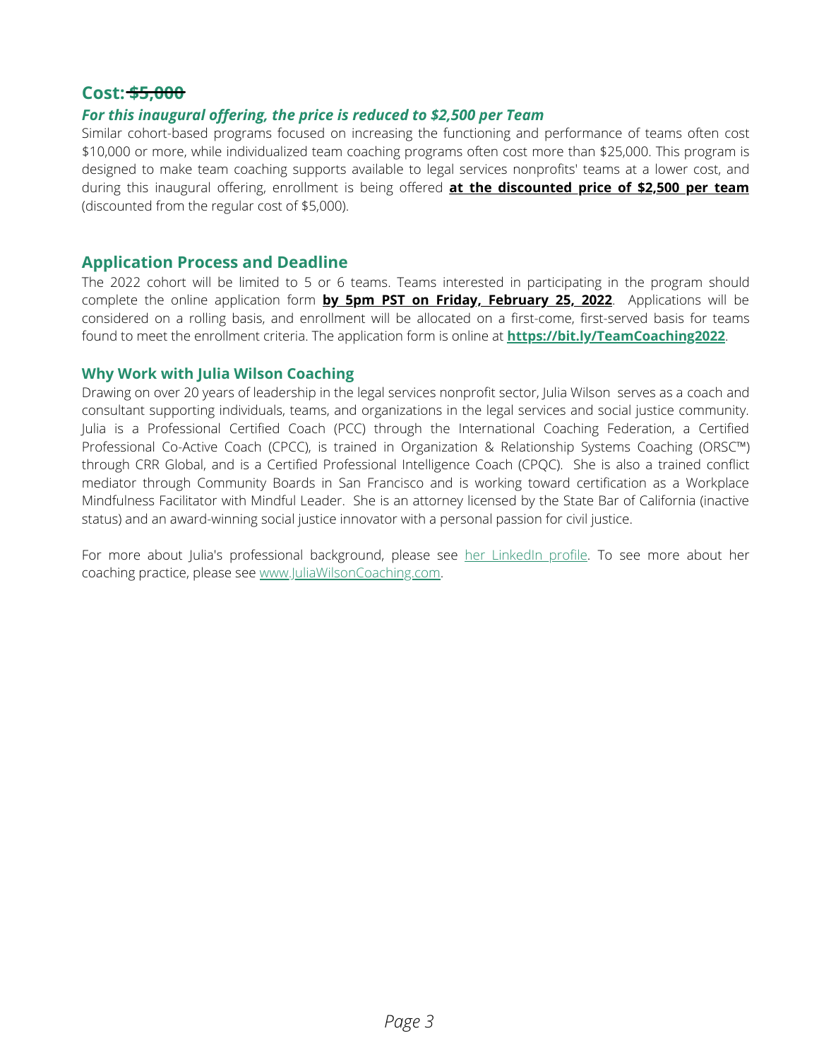## Cost: ~~$5,000~~

### *For this inaugural offering, the price is reduced to $2,500 per Team*

Similar cohort-based programs focused on increasing the functioning and performance of teams often cost $10,000 or more, while individualized team coaching programs often cost more than $25,000. This program is designed to make team coaching supports available to legal services nonprofits' teams at a lower cost, and during this inaugural offering, enrollment is being offered **at the discounted price of $2,500 per team** (discounted from the regular cost of $5,000).

## Application Process and Deadline

The 2022 cohort will be limited to 5 or 6 teams. Teams interested in participating in the program should complete the online application form **by 5pm PST on Friday, February 25, 2022**. Applications will be considered on a rolling basis, and enrollment will be allocated on a first-come, first-served basis for teams found to meet the enrollment criteria. The application form is online at **https://bit.ly/TeamCoaching2022**.

### Why Work with Julia Wilson Coaching

Drawing on over 20 years of leadership in the legal services nonprofit sector, Julia Wilson serves as a coach and consultant supporting individuals, teams, and organizations in the legal services and social justice community. Julia is a Professional Certified Coach (PCC) through the International Coaching Federation, a Certified Professional Co-Active Coach (CPCC), is trained in Organization & Relationship Systems Coaching (ORSC™) through CRR Global, and is a Certified Professional Intelligence Coach (CPQC). She is also a trained conflict mediator through Community Boards in San Francisco and is working toward certification as a Workplace Mindfulness Facilitator with Mindful Leader. She is an attorney licensed by the State Bar of California (inactive status) and an award-winning social justice innovator with a personal passion for civil justice.

For more about Julia's professional background, please see her LinkedIn profile. To see more about her coaching practice, please see www.JuliaWilsonCoaching.com.